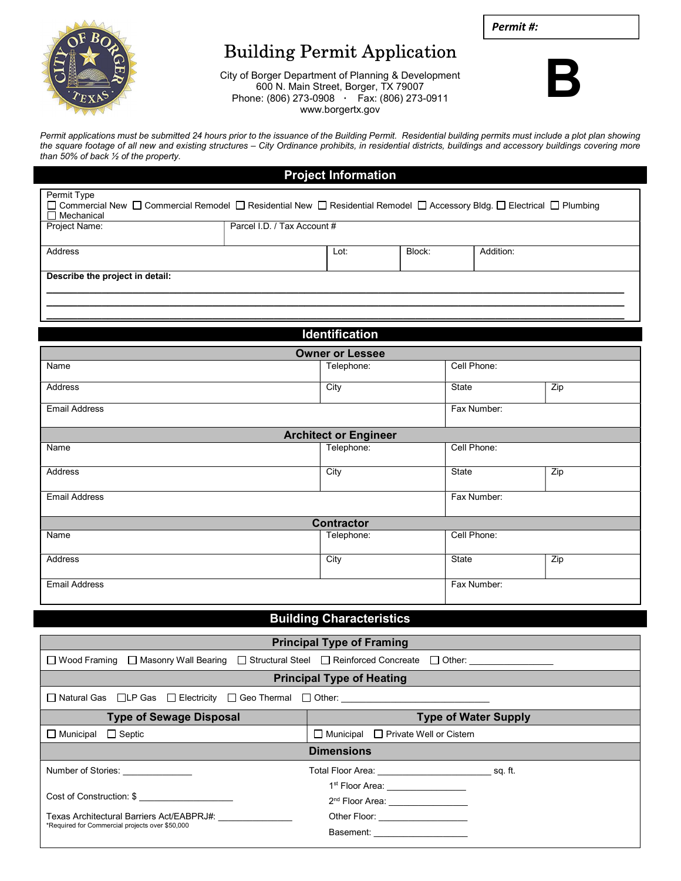**Permit #:**

# Building Permit Application

**B**

City of Borger Department of Planning & Development
600 N. Main Street, Borger, TX 79007
Phone: (806) 273-0908 · Fax: (806) 273-0911
www.borgertx.gov

*Permit applications must be submitted 24 hours prior to the issuance of the Building Permit. Residential building permits must include a plot plan showing the square footage of all new and existing structures – City Ordinance prohibits, in residential districts, buildings and accessory buildings covering more than 50% of back ½ of the property.*

## Project Information

Permit Type
☐ Commercial New ☐ Commercial Remodel ☐ Residential New ☐ Residential Remodel ☐ Accessory Bldg. ☐ Electrical ☐ Plumbing ☐ Mechanical

| Project Name: | Parcel I.D. / Tax Account # | | |
|---|---|---|---|
| **Address** | **Lot:** | **Block:** | **Addition:** |

**Describe the project in detail:**

______________________________________________________________________________

______________________________________________________________________________

______________________________________________________________________________

## Identification

### Owner or Lessee

| Name | Telephone: | Cell Phone: | |
|---|---|---|---|
| Address | City | State | Zip |
| Email Address | | Fax Number: | |

### Architect or Engineer

| Name | Telephone: | Cell Phone: | |
|---|---|---|---|
| Address | City | State | Zip |
| Email Address | | Fax Number: | |

### Contractor

| Name | Telephone: | Cell Phone: | |
|---|---|---|---|
| Address | City | State | Zip |
| Email Address | | Fax Number: | |

## Building Characteristics

### Principal Type of Framing

☐ Wood Framing ☐ Masonry Wall Bearing ☐ Structural Steel ☐ Reinforced Concreate ☐ Other: ________________

### Principal Type of Heating

☐ Natural Gas ☐ LP Gas ☐ Electricity ☐ Geo Thermal ☐ Other: ______________________________

| Type of Sewage Disposal | Type of Water Supply |
|---|---|
| ☐ Municipal ☐ Septic | ☐ Municipal ☐ Private Well or Cistern |

### Dimensions

Number of Stories: ______________

Total Floor Area: ______________________ sq. ft.

1st Floor Area: ________________

Cost of Construction: $ ___________________

2nd Floor Area: ________________

Texas Architectural Barriers Act/EABPRJ#: _______________
*Required for Commercial projects over $50,000

Other Floor: __________________

Basement: ___________________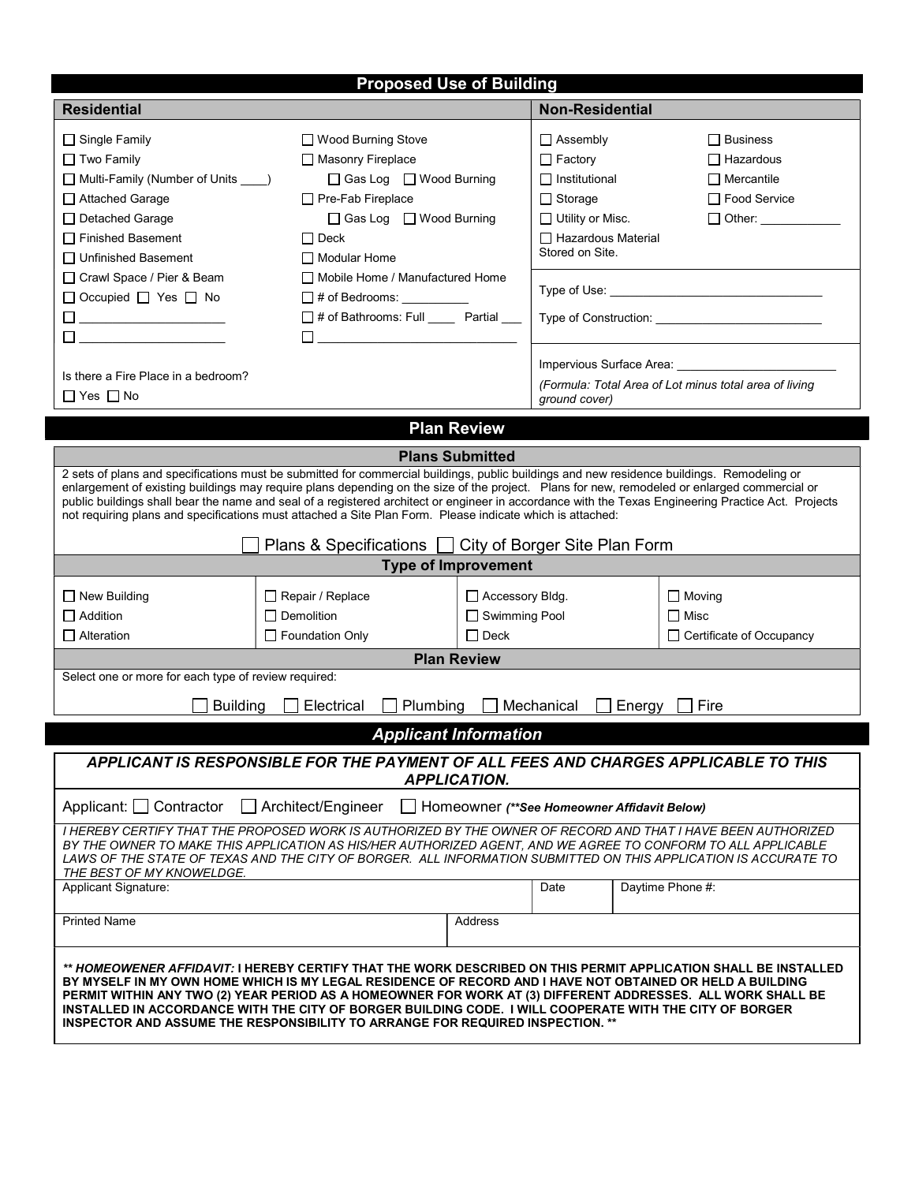## Proposed Use of Building

| Residential | | Non-Residential | |
|---|---|---|---|
| ☐ Single Family | ☐ Wood Burning Stove | ☐ Assembly | ☐ Business |
| ☐ Two Family | ☐ Masonry Fireplace | ☐ Factory | ☐ Hazardous |
| ☐ Multi-Family (Number of Units ____) | ☐ Gas Log ☐ Wood Burning | ☐ Institutional | ☐ Mercantile |
| ☐ Attached Garage | ☐ Pre-Fab Fireplace | ☐ Storage | ☐ Food Service |
| ☐ Detached Garage | ☐ Gas Log ☐ Wood Burning | ☐ Utility or Misc. | ☐ Other: ____________ |
| ☐ Finished Basement | ☐ Deck | ☐ Hazardous Material Stored on Site. | |
| ☐ Unfinished Basement | ☐ Modular Home | | |
| ☐ Crawl Space / Pier & Beam | ☐ Mobile Home / Manufactured Home | Type of Use: ________________________________ | |
| ☐ Occupied ☐ Yes ☐ No | ☐ # of Bedrooms: __________ | Type of Construction: ________________________ | |
| ☐ _____________________ | ☐ # of Bathrooms: Full ____ Partial ___ | | |
| ☐ _____________________ | ☐ ______________________________ | Impervious Surface Area: _______________________ | |
| Is there a Fire Place in a bedroom? ☐ Yes ☐ No | | *(Formula: Total Area of Lot minus total area of living ground cover)* | |

## Plan Review

### Plans Submitted

2 sets of plans and specifications must be submitted for commercial buildings, public buildings and new residence buildings. Remodeling or enlargement of existing buildings may require plans depending on the size of the project. Plans for new, remodeled or enlarged commercial or public buildings shall bear the name and seal of a registered architect or engineer in accordance with the Texas Engineering Practice Act. Projects not requiring plans and specifications must attached a Site Plan Form. Please indicate which is attached:

☐ Plans & Specifications ☐ City of Borger Site Plan Form

### Type of Improvement

| | | | |
|---|---|---|---|
| ☐ New Building | ☐ Repair / Replace | ☐ Accessory Bldg. | ☐ Moving |
| ☐ Addition | ☐ Demolition | ☐ Swimming Pool | ☐ Misc |
| ☐ Alteration | ☐ Foundation Only | ☐ Deck | ☐ Certificate of Occupancy |

### Plan Review

Select one or more for each type of review required:

☐ Building ☐ Electrical ☐ Plumbing ☐ Mechanical ☐ Energy ☐ Fire

## *Applicant Information*

***APPLICANT IS RESPONSIBLE FOR THE PAYMENT OF ALL FEES AND CHARGES APPLICABLE TO THIS APPLICATION.***

Applicant: ☐ Contractor ☐ Architect/Engineer ☐ Homeowner ***(\*\*See Homeowner Affidavit Below)***

*I HEREBY CERTIFY THAT THE PROPOSED WORK IS AUTHORIZED BY THE OWNER OF RECORD AND THAT I HAVE BEEN AUTHORIZED BY THE OWNER TO MAKE THIS APPLICATION AS HIS/HER AUTHORIZED AGENT, AND WE AGREE TO CONFORM TO ALL APPLICABLE LAWS OF THE STATE OF TEXAS AND THE CITY OF BORGER. ALL INFORMATION SUBMITTED ON THIS APPLICATION IS ACCURATE TO THE BEST OF MY KNOWELDGE.*

| Applicant Signature: | | Date | Daytime Phone #: |
|---|---|---|---|
| Printed Name | Address | | |

***\*\* HOMEOWENER AFFIDAVIT:* I HEREBY CERTIFY THAT THE WORK DESCRIBED ON THIS PERMIT APPLICATION SHALL BE INSTALLED BY MYSELF IN MY OWN HOME WHICH IS MY LEGAL RESIDENCE OF RECORD AND I HAVE NOT OBTAINED OR HELD A BUILDING PERMIT WITHIN ANY TWO (2) YEAR PERIOD AS A HOMEOWNER FOR WORK AT (3) DIFFERENT ADDRESSES. ALL WORK SHALL BE INSTALLED IN ACCORDANCE WITH THE CITY OF BORGER BUILDING CODE. I WILL COOPERATE WITH THE CITY OF BORGER INSPECTOR AND ASSUME THE RESPONSIBILITY TO ARRANGE FOR REQUIRED INSPECTION. \*\***